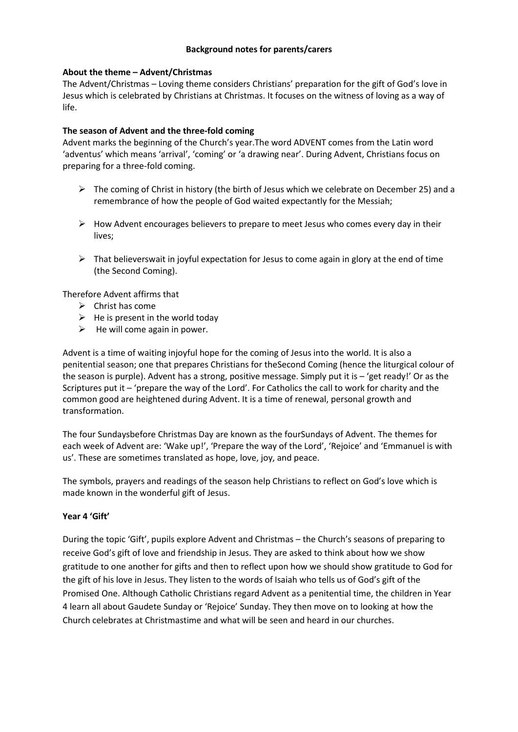**Background notes for parents/carers**

**About the theme – Advent/Christmas**

The Advent/Christmas – Loving theme considers Christians' preparation for the gift of God's love in Jesus which is celebrated by Christians at Christmas. It focuses on the witness of loving as a way of life.

**The season of Advent and the three-fold coming**

Advent marks the beginning of the Church's year.The word ADVENT comes from the Latin word 'adventus' which means 'arrival', 'coming' or 'a drawing near'. During Advent, Christians focus on preparing for a three-fold coming.

- The coming of Christ in history (the birth of Jesus which we celebrate on December 25) and a remembrance of how the people of God waited expectantly for the Messiah;
- How Advent encourages believers to prepare to meet Jesus who comes every day in their lives;
- That believerswait in joyful expectation for Jesus to come again in glory at the end of time (the Second Coming).

Therefore Advent affirms that

- Christ has come
- He is present in the world today
- He will come again in power.

Advent is a time of waiting injoyful hope for the coming of Jesus into the world. It is also a penitential season; one that prepares Christians for theSecond Coming (hence the liturgical colour of the season is purple). Advent has a strong, positive message. Simply put it is – 'get ready!' Or as the Scriptures put it – 'prepare the way of the Lord'. For Catholics the call to work for charity and the common good are heightened during Advent. It is a time of renewal, personal growth and transformation.

The four Sundaysbefore Christmas Day are known as the fourSundays of Advent. The themes for each week of Advent are: 'Wake up!', 'Prepare the way of the Lord', 'Rejoice' and 'Emmanuel is with us'. These are sometimes translated as hope, love, joy, and peace.

The symbols, prayers and readings of the season help Christians to reflect on God's love which is made known in the wonderful gift of Jesus.

**Year 4 'Gift'**

During the topic 'Gift', pupils explore Advent and Christmas – the Church's seasons of preparing to receive God's gift of love and friendship in Jesus. They are asked to think about how we show gratitude to one another for gifts and then to reflect upon how we should show gratitude to God for the gift of his love in Jesus. They listen to the words of Isaiah who tells us of God's gift of the Promised One. Although Catholic Christians regard Advent as a penitential time, the children in Year 4 learn all about Gaudete Sunday or 'Rejoice' Sunday. They then move on to looking at how the Church celebrates at Christmastime and what will be seen and heard in our churches.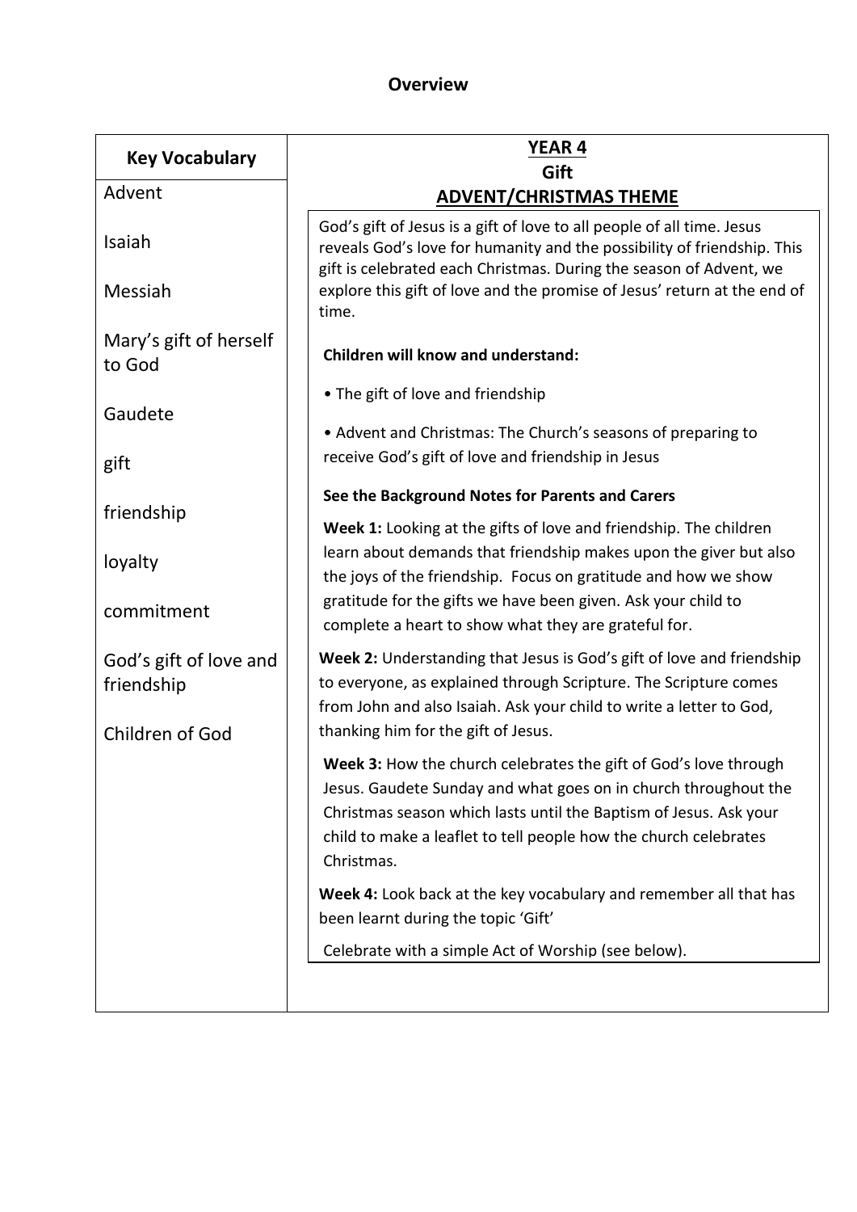# Overview

| Key Vocabulary | YEAR 4 Gift ADVENT/CHRISTMAS THEME |
|---|---|
| Advent<br><br>Isaiah<br><br>Messiah<br><br>Mary's gift of herself to God<br><br>Gaudete<br><br>gift<br><br>friendship<br><br>loyalty<br><br>commitment<br><br>God's gift of love and friendship<br><br>Children of God | God's gift of Jesus is a gift of love to all people of all time. Jesus reveals God's love for humanity and the possibility of friendship. This gift is celebrated each Christmas. During the season of Advent, we explore this gift of love and the promise of Jesus' return at the end of time.<br><br>**Children will know and understand:**<br><br>• The gift of love and friendship<br><br>• Advent and Christmas: The Church's seasons of preparing to receive God's gift of love and friendship in Jesus<br><br>**See the Background Notes for Parents and Carers**<br><br>**Week 1:** Looking at the gifts of love and friendship. The children learn about demands that friendship makes upon the giver but also the joys of the friendship. Focus on gratitude and how we show gratitude for the gifts we have been given. Ask your child to complete a heart to show what they are grateful for.<br><br>**Week 2:** Understanding that Jesus is God's gift of love and friendship to everyone, as explained through Scripture. The Scripture comes from John and also Isaiah. Ask your child to write a letter to God, thanking him for the gift of Jesus.<br><br>**Week 3:** How the church celebrates the gift of God's love through Jesus. Gaudete Sunday and what goes on in church throughout the Christmas season which lasts until the Baptism of Jesus. Ask your child to make a leaflet to tell people how the church celebrates Christmas.<br><br>**Week 4:** Look back at the key vocabulary and remember all that has been learnt during the topic 'Gift'<br><br>Celebrate with a simple Act of Worship (see below). |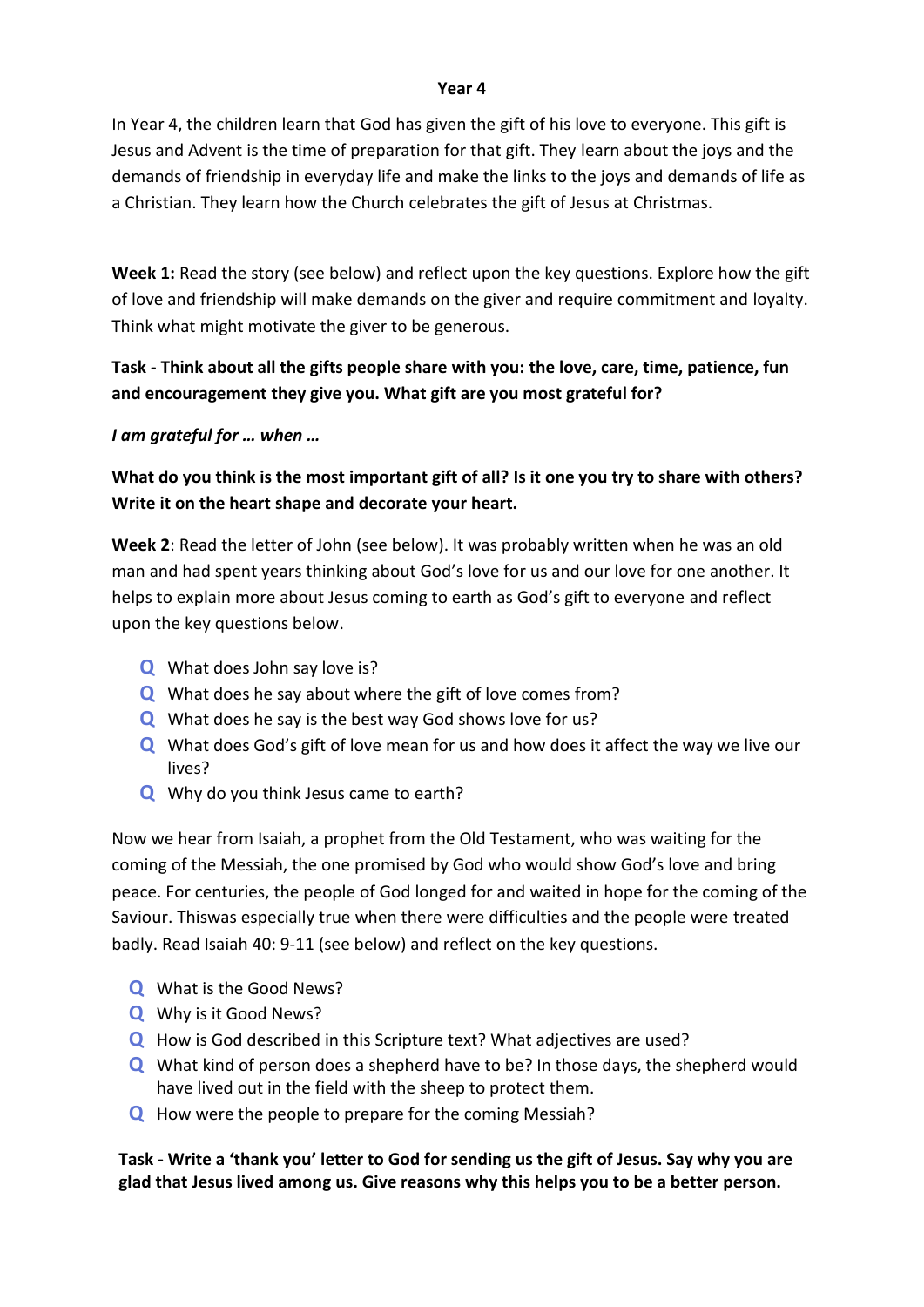# Year 4

In Year 4, the children learn that God has given the gift of his love to everyone. This gift is Jesus and Advent is the time of preparation for that gift. They learn about the joys and the demands of friendship in everyday life and make the links to the joys and demands of life as a Christian. They learn how the Church celebrates the gift of Jesus at Christmas.

**Week 1:** Read the story (see below) and reflect upon the key questions. Explore how the gift of love and friendship will make demands on the giver and require commitment and loyalty. Think what might motivate the giver to be generous.

**Task - Think about all the gifts people share with you: the love, care, time, patience, fun and encouragement they give you. What gift are you most grateful for?**

***I am grateful for … when …***

**What do you think is the most important gift of all? Is it one you try to share with others? Write it on the heart shape and decorate your heart.**

**Week 2**: Read the letter of John (see below). It was probably written when he was an old man and had spent years thinking about God's love for us and our love for one another. It helps to explain more about Jesus coming to earth as God's gift to everyone and reflect upon the key questions below.

- **Q** What does John say love is?
- **Q** What does he say about where the gift of love comes from?
- **Q** What does he say is the best way God shows love for us?
- **Q** What does God's gift of love mean for us and how does it affect the way we live our lives?
- **Q** Why do you think Jesus came to earth?

Now we hear from Isaiah, a prophet from the Old Testament, who was waiting for the coming of the Messiah, the one promised by God who would show God's love and bring peace. For centuries, the people of God longed for and waited in hope for the coming of the Saviour. Thiswas especially true when there were difficulties and the people were treated badly. Read Isaiah 40: 9-11 (see below) and reflect on the key questions.

- **Q** What is the Good News?
- **Q** Why is it Good News?
- **Q** How is God described in this Scripture text? What adjectives are used?
- **Q** What kind of person does a shepherd have to be? In those days, the shepherd would have lived out in the field with the sheep to protect them.
- **Q** How were the people to prepare for the coming Messiah?

**Task - Write a 'thank you' letter to God for sending us the gift of Jesus. Say why you are glad that Jesus lived among us. Give reasons why this helps you to be a better person.**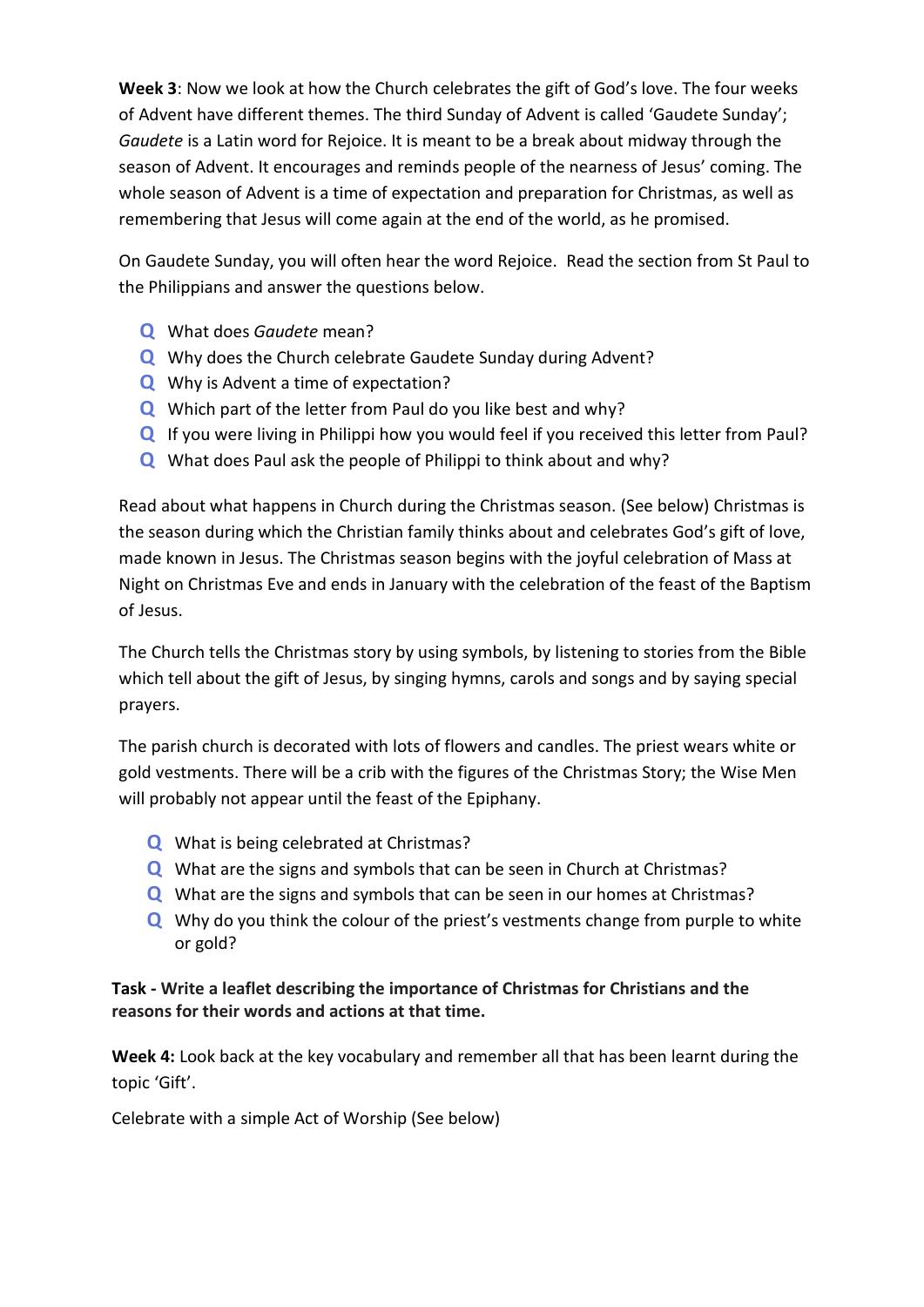**Week 3**: Now we look at how the Church celebrates the gift of God's love. The four weeks of Advent have different themes. The third Sunday of Advent is called 'Gaudete Sunday'; *Gaudete* is a Latin word for Rejoice. It is meant to be a break about midway through the season of Advent. It encourages and reminds people of the nearness of Jesus' coming. The whole season of Advent is a time of expectation and preparation for Christmas, as well as remembering that Jesus will come again at the end of the world, as he promised.

On Gaudete Sunday, you will often hear the word Rejoice. Read the section from St Paul to the Philippians and answer the questions below.

- **Q** What does *Gaudete* mean?
- **Q** Why does the Church celebrate Gaudete Sunday during Advent?
- **Q** Why is Advent a time of expectation?
- **Q** Which part of the letter from Paul do you like best and why?
- **Q** If you were living in Philippi how you would feel if you received this letter from Paul?
- **Q** What does Paul ask the people of Philippi to think about and why?

Read about what happens in Church during the Christmas season. (See below) Christmas is the season during which the Christian family thinks about and celebrates God's gift of love, made known in Jesus. The Christmas season begins with the joyful celebration of Mass at Night on Christmas Eve and ends in January with the celebration of the feast of the Baptism of Jesus.

The Church tells the Christmas story by using symbols, by listening to stories from the Bible which tell about the gift of Jesus, by singing hymns, carols and songs and by saying special prayers.

The parish church is decorated with lots of flowers and candles. The priest wears white or gold vestments. There will be a crib with the figures of the Christmas Story; the Wise Men will probably not appear until the feast of the Epiphany.

- **Q** What is being celebrated at Christmas?
- **Q** What are the signs and symbols that can be seen in Church at Christmas?
- **Q** What are the signs and symbols that can be seen in our homes at Christmas?
- **Q** Why do you think the colour of the priest's vestments change from purple to white or gold?

**Task - Write a leaflet describing the importance of Christmas for Christians and the reasons for their words and actions at that time.**

**Week 4:** Look back at the key vocabulary and remember all that has been learnt during the topic 'Gift'.

Celebrate with a simple Act of Worship (See below)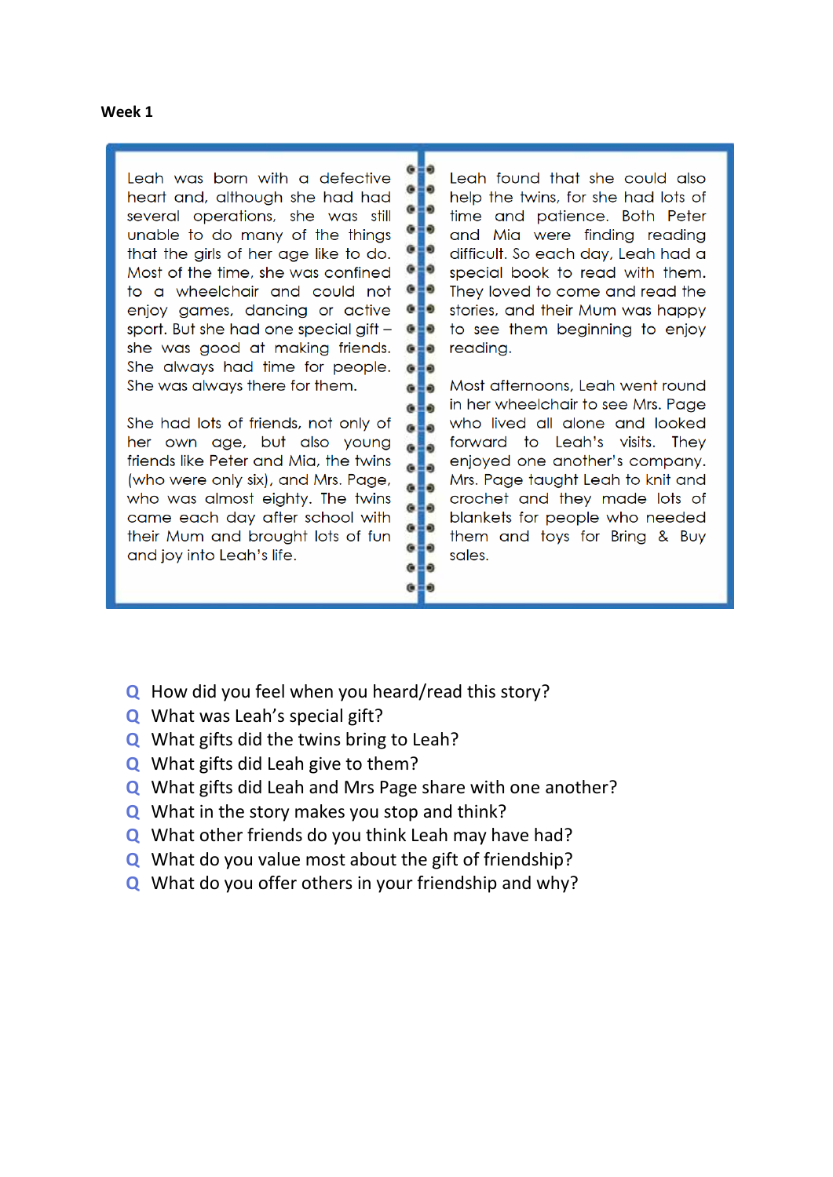**Week 1**

Leah was born with a defective heart and, although she had had several operations, she was still unable to do many of the things that the girls of her age like to do. Most of the time, she was confined to a wheelchair and could not enjoy games, dancing or active sport. But she had one special gift – she was good at making friends. She always had time for people. She was always there for them.

She had lots of friends, not only of her own age, but also young friends like Peter and Mia, the twins (who were only six), and Mrs. Page, who was almost eighty. The twins came each day after school with their Mum and brought lots of fun and joy into Leah's life.

Leah found that she could also help the twins, for she had lots of time and patience. Both Peter and Mia were finding reading difficult. So each day, Leah had a special book to read with them. They loved to come and read the stories, and their Mum was happy to see them beginning to enjoy reading.

Most afternoons, Leah went round in her wheelchair to see Mrs. Page who lived all alone and looked forward to Leah's visits. They enjoyed one another's company. Mrs. Page taught Leah to knit and crochet and they made lots of blankets for people who needed them and toys for Bring & Buy sales.

- **Q** How did you feel when you heard/read this story?
- **Q** What was Leah's special gift?
- **Q** What gifts did the twins bring to Leah?
- **Q** What gifts did Leah give to them?
- **Q** What gifts did Leah and Mrs Page share with one another?
- **Q** What in the story makes you stop and think?
- **Q** What other friends do you think Leah may have had?
- **Q** What do you value most about the gift of friendship?
- **Q** What do you offer others in your friendship and why?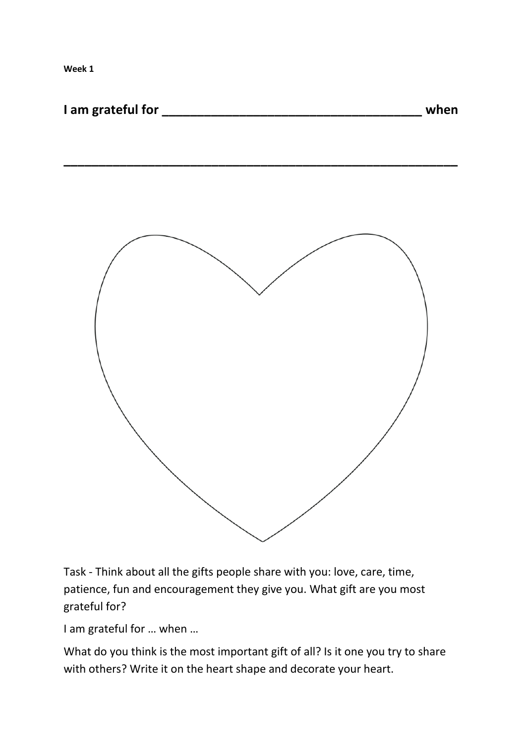**Week 1**

**I am grateful for ____________________________________ when**

**__________________________________________________________**

Task - Think about all the gifts people share with you: love, care, time, patience, fun and encouragement they give you. What gift are you most grateful for?

I am grateful for … when …

What do you think is the most important gift of all? Is it one you try to share with others? Write it on the heart shape and decorate your heart.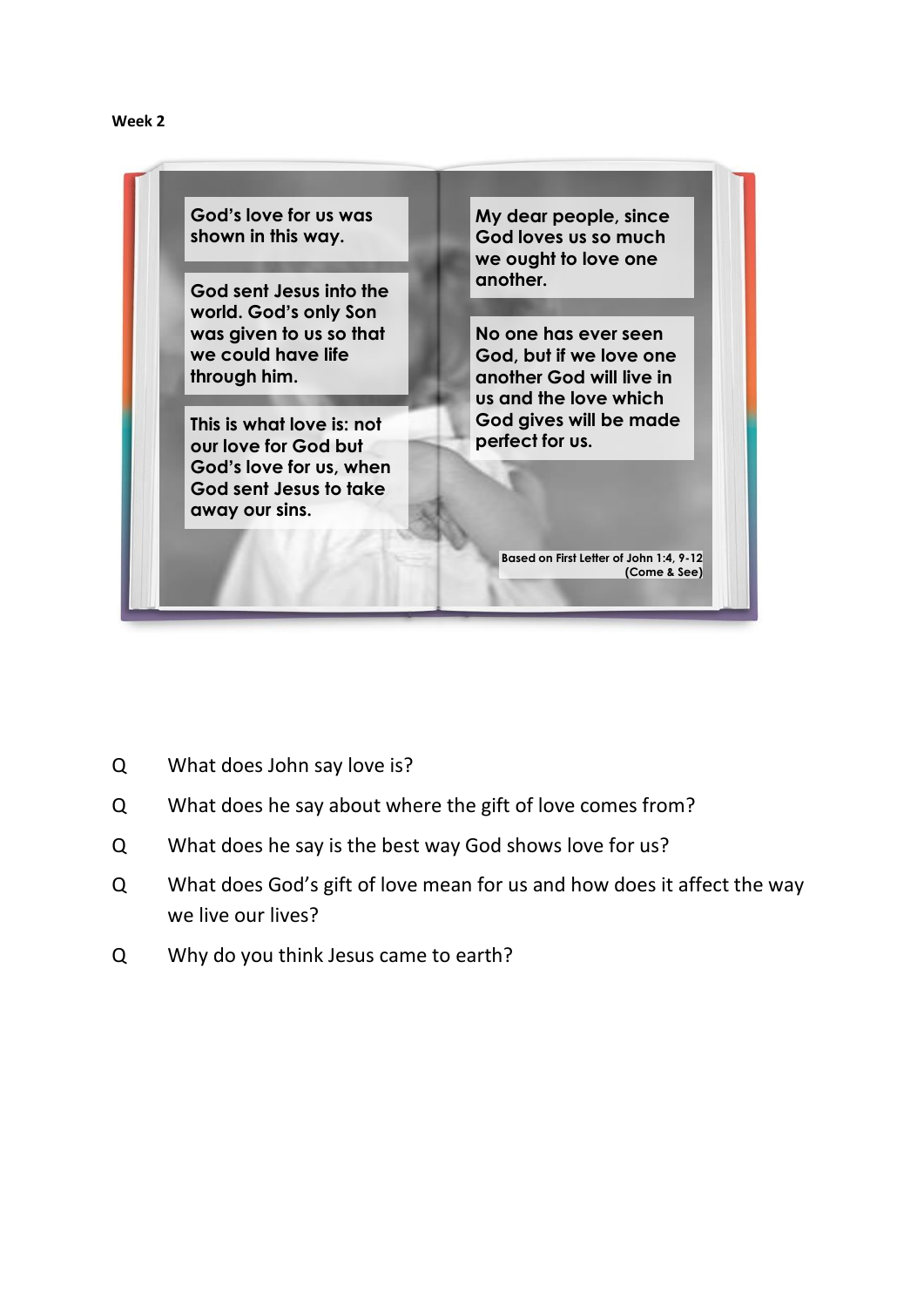**Week 2**

God's love for us was shown in this way.

God sent Jesus into the world. God's only Son was given to us so that we could have life through him.

This is what love is: not our love for God but God's love for us, when God sent Jesus to take away our sins.

My dear people, since God loves us so much we ought to love one another.

No one has ever seen God, but if we love one another God will live in us and the love which God gives will be made perfect for us.

Based on First Letter of John 1:4, 9-12
(Come & See)

Q What does John say love is?

Q What does he say about where the gift of love comes from?

Q What does he say is the best way God shows love for us?

Q What does God's gift of love mean for us and how does it affect the way we live our lives?

Q Why do you think Jesus came to earth?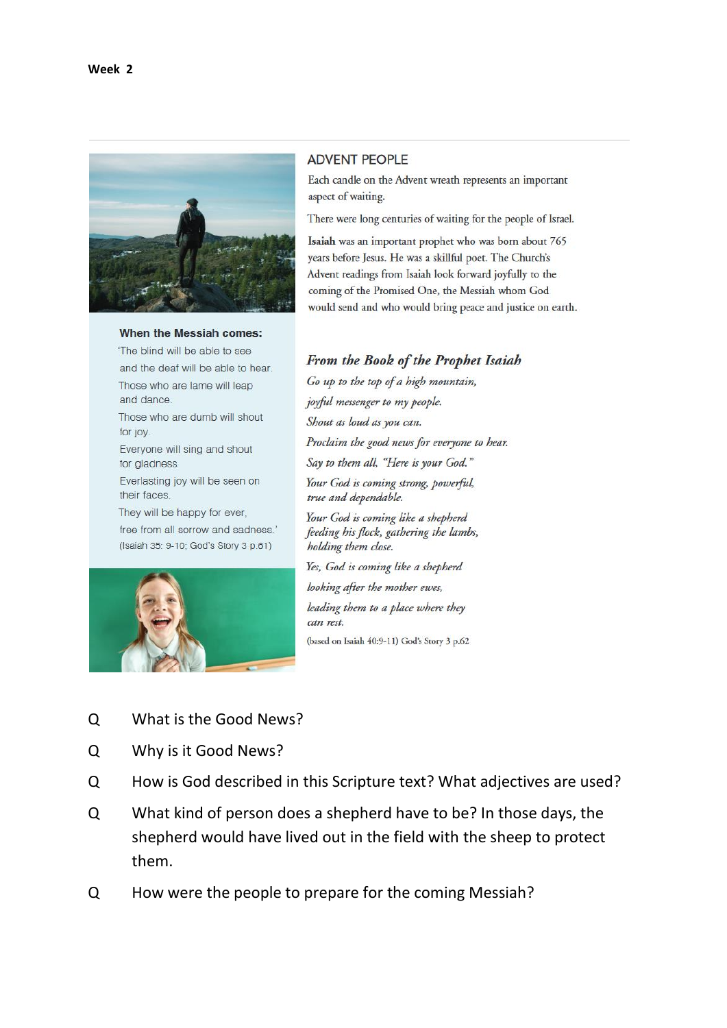**Week 2**

## ADVENT PEOPLE

Each candle on the Advent wreath represents an important aspect of waiting.

There were long centuries of waiting for the people of Israel.

**Isaiah** was an important prophet who was born about 765 years before Jesus. He was a skillful poet. The Church's Advent readings from Isaiah look forward joyfully to the coming of the Promised One, the Messiah whom God would send and who would bring peace and justice on earth.

**When the Messiah comes:**

'The blind will be able to see
and the deaf will be able to hear.
Those who are lame will leap
and dance.
Those who are dumb will shout
for joy.
Everyone will sing and shout
for gladness.
Everlasting joy will be seen on
their faces.
They will be happy for ever,
free from all sorrow and sadness.'
(Isaiah 35: 9-10; God's Story 3 p.61)

### *From the Book of the Prophet Isaiah*

*Go up to the top of a high mountain,*
*joyful messenger to my people.*
*Shout as loud as you can.*
*Proclaim the good news for everyone to hear.*
*Say to them all, "Here is your God."*
*Your God is coming strong, powerful,*
*true and dependable.*
*Your God is coming like a shepherd*
*feeding his flock, gathering the lambs,*
*holding them close.*
*Yes, God is coming like a shepherd*
*looking after the mother ewes,*
*leading them to a place where they*
*can rest.*

(based on Isaiah 40:9-11) God's Story 3 p.62

Q What is the Good News?

Q Why is it Good News?

Q How is God described in this Scripture text? What adjectives are used?

Q What kind of person does a shepherd have to be? In those days, the shepherd would have lived out in the field with the sheep to protect them.

Q How were the people to prepare for the coming Messiah?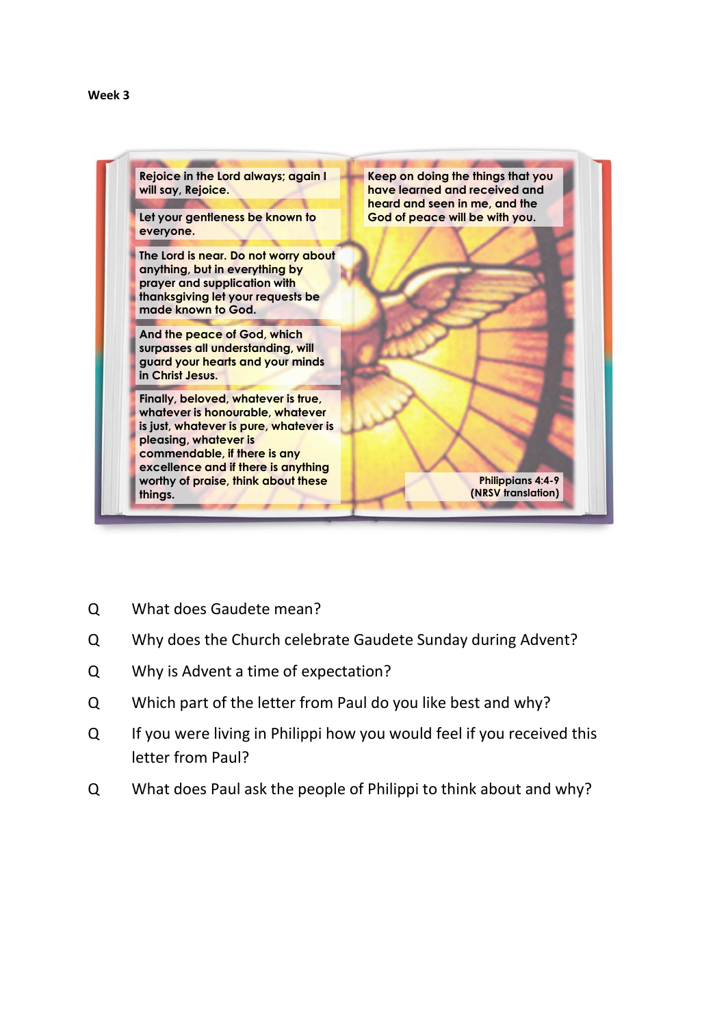**Week 3**

Rejoice in the Lord always; again I will say, Rejoice.

Let your gentleness be known to everyone.

The Lord is near. Do not worry about anything, but in everything by prayer and supplication with thanksgiving let your requests be made known to God.

And the peace of God, which surpasses all understanding, will guard your hearts and your minds in Christ Jesus.

Finally, beloved, whatever is true, whatever is honourable, whatever is just, whatever is pure, whatever is pleasing, whatever is commendable, if there is any excellence and if there is anything worthy of praise, think about these things.

Keep on doing the things that you have learned and received and heard and seen in me, and the God of peace will be with you.

Philippians 4:4-9
(NRSV translation)

Q What does Gaudete mean?

Q Why does the Church celebrate Gaudete Sunday during Advent?

Q Why is Advent a time of expectation?

Q Which part of the letter from Paul do you like best and why?

Q If you were living in Philippi how you would feel if you received this letter from Paul?

Q What does Paul ask the people of Philippi to think about and why?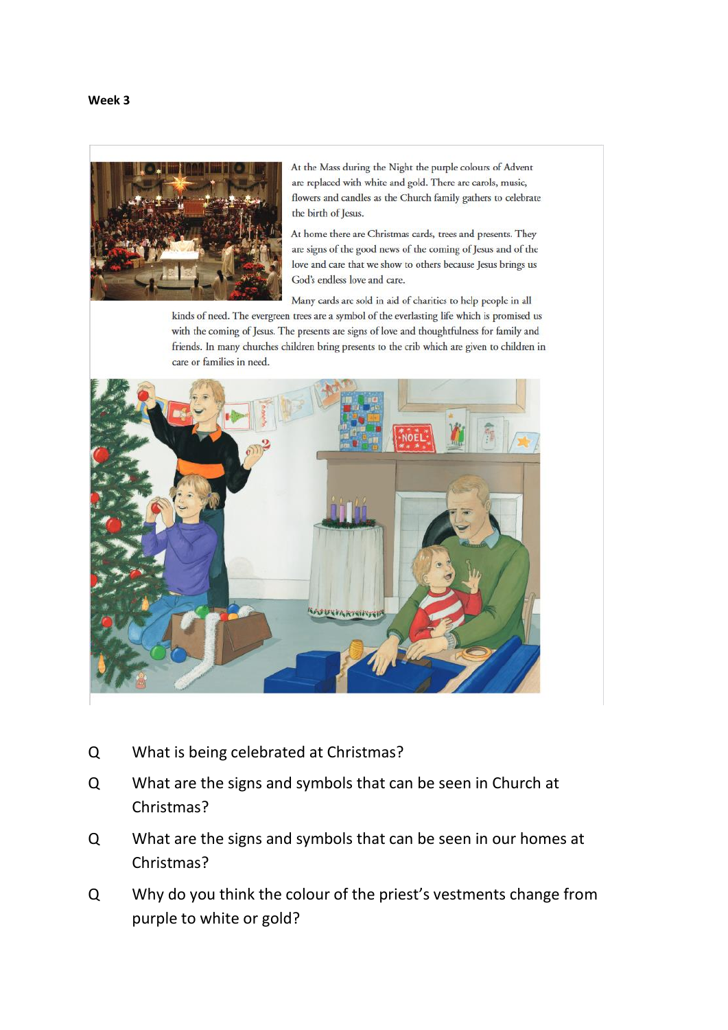**Week 3**

At the Mass during the Night the purple colours of Advent are replaced with white and gold. There are carols, music, flowers and candles as the Church family gathers to celebrate the birth of Jesus.

At home there are Christmas cards, trees and presents. They are signs of the good news of the coming of Jesus and of the love and care that we show to others because Jesus brings us God's endless love and care.

Many cards are sold in aid of charities to help people in all kinds of need. The evergreen trees are a symbol of the everlasting life which is promised us with the coming of Jesus. The presents are signs of love and thoughtfulness for family and friends. In many churches children bring presents to the crib which are given to children in care or families in need.

Q What is being celebrated at Christmas?

Q What are the signs and symbols that can be seen in Church at Christmas?

Q What are the signs and symbols that can be seen in our homes at Christmas?

Q Why do you think the colour of the priest's vestments change from purple to white or gold?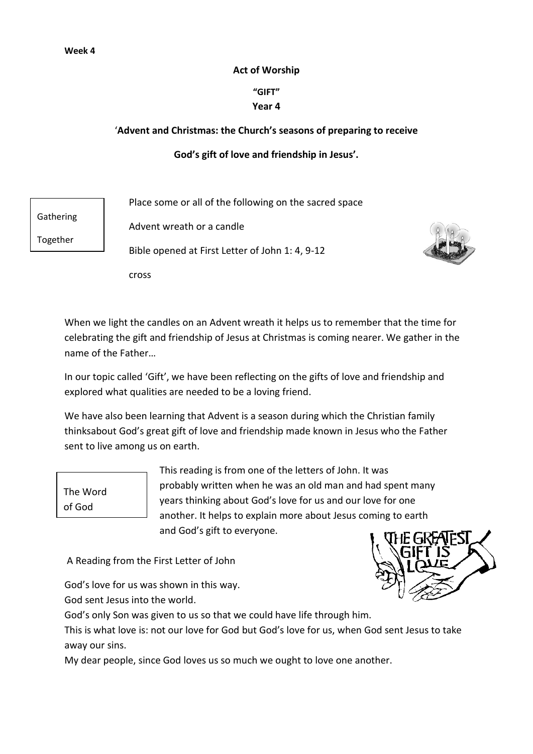**Week 4**

**Act of Worship**

**"GIFT"**

**Year 4**

'**Advent and Christmas: the Church's seasons of preparing to receive God's gift of love and friendship in Jesus'.**

Gathering Together

Place some or all of the following on the sacred space

Advent wreath or a candle

Bible opened at First Letter of John 1: 4, 9-12

cross

When we light the candles on an Advent wreath it helps us to remember that the time for celebrating the gift and friendship of Jesus at Christmas is coming nearer. We gather in the name of the Father…

In our topic called 'Gift', we have been reflecting on the gifts of love and friendship and explored what qualities are needed to be a loving friend.

We have also been learning that Advent is a season during which the Christian family thinksabout God's great gift of love and friendship made known in Jesus who the Father sent to live among us on earth.

The Word of God

This reading is from one of the letters of John. It was probably written when he was an old man and had spent many years thinking about God's love for us and our love for one another. It helps to explain more about Jesus coming to earth and God's gift to everyone.

A Reading from the First Letter of John

God's love for us was shown in this way.
God sent Jesus into the world.
God's only Son was given to us so that we could have life through him.
This is what love is: not our love for God but God's love for us, when God sent Jesus to take away our sins.
My dear people, since God loves us so much we ought to love one another.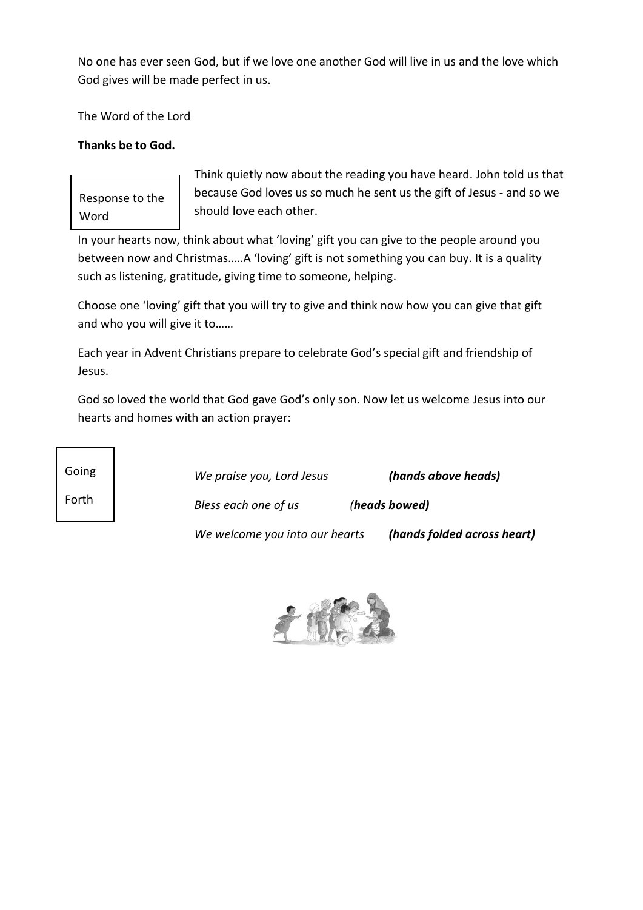No one has ever seen God, but if we love one another God will live in us and the love which God gives will be made perfect in us.

The Word of the Lord

**Thanks be to God.**

Response to the Word

Think quietly now about the reading you have heard. John told us that because God loves us so much he sent us the gift of Jesus - and so we should love each other.

In your hearts now, think about what 'loving' gift you can give to the people around you between now and Christmas…..A 'loving' gift is not something you can buy. It is a quality such as listening, gratitude, giving time to someone, helping.

Choose one 'loving' gift that you will try to give and think now how you can give that gift and who you will give it to……

Each year in Advent Christians prepare to celebrate God's special gift and friendship of Jesus.

God so loved the world that God gave God's only son. Now let us welcome Jesus into our hearts and homes with an action prayer:

Going Forth

*We praise you, Lord Jesus* ***(hands above heads)***

*Bless each one of us* *(****heads bowed)***

*We welcome you into our hearts* ***(hands folded across heart)***